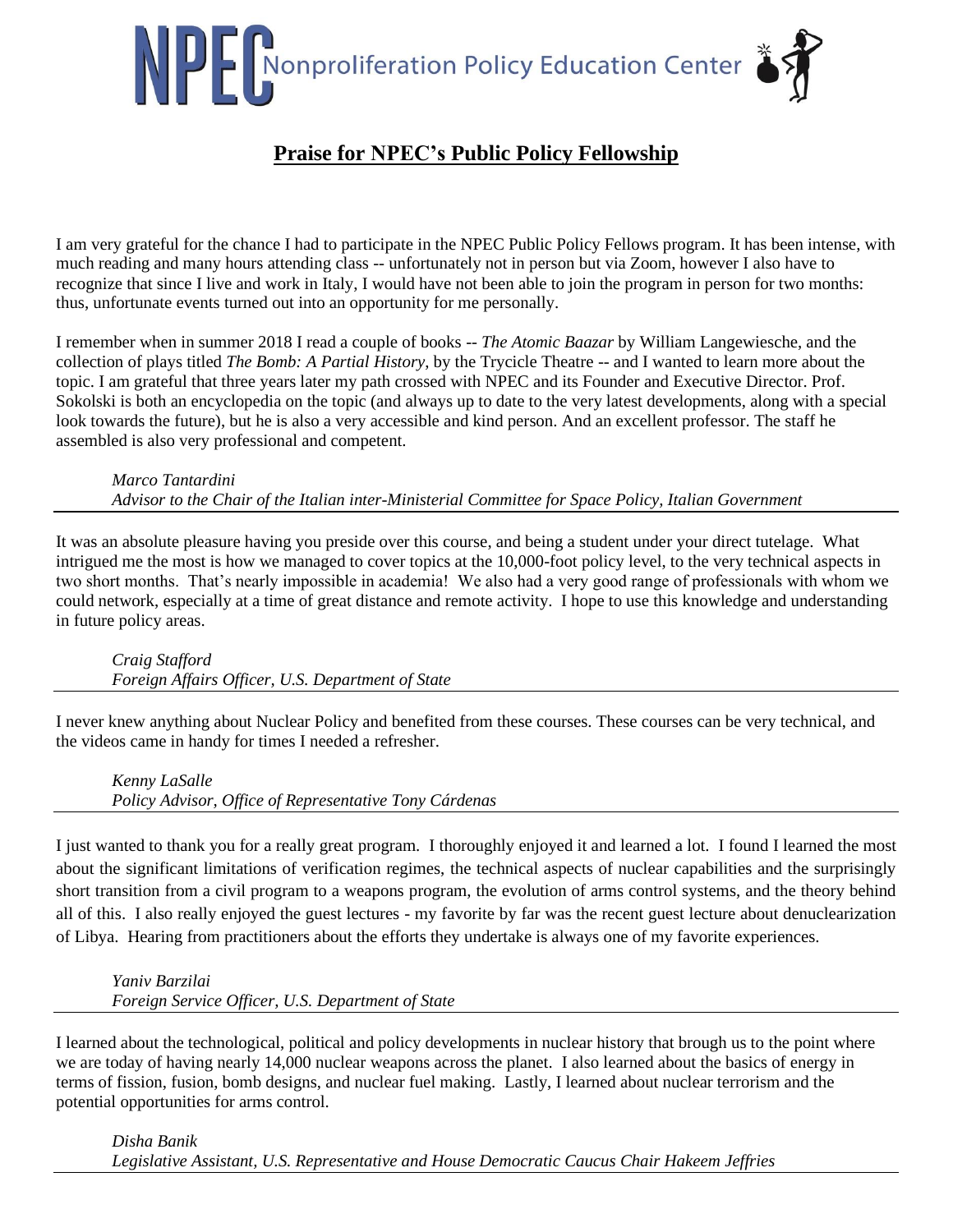# NPEC Nonproliferation Policy Education Center

## Praise for NPEC's Public Policy Fellowship

I am very grateful for the chance I had to participate in the NPEC Public Policy Fellows program. It has been intense, with much reading and many hours attending class -- unfortunately not in person but via Zoom, however I also have to recognize that since I live and work in Italy, I would have not been able to join the program in person for two months: thus, unfortunate events turned out into an opportunity for me personally.

I remember when in summer 2018 I read a couple of books -- *The Atomic Baazar* by William Langewiesche, and the collection of plays titled *The Bomb: A Partial History*, by the Trycicle Theatre -- and I wanted to learn more about the topic. I am grateful that three years later my path crossed with NPEC and its Founder and Executive Director. Prof. Sokolski is both an encyclopedia on the topic (and always up to date to the very latest developments, along with a special look towards the future), but he is also a very accessible and kind person. And an excellent professor. The staff he assembled is also very professional and competent.

> *Marco Tantardini*
> *Advisor to the Chair of the Italian inter-Ministerial Committee for Space Policy, Italian Government*

---

It was an absolute pleasure having you preside over this course, and being a student under your direct tutelage. What intrigued me the most is how we managed to cover topics at the 10,000-foot policy level, to the very technical aspects in two short months. That's nearly impossible in academia! We also had a very good range of professionals with whom we could network, especially at a time of great distance and remote activity. I hope to use this knowledge and understanding in future policy areas.

> *Craig Stafford*
> *Foreign Affairs Officer, U.S. Department of State*

---

I never knew anything about Nuclear Policy and benefited from these courses. These courses can be very technical, and the videos came in handy for times I needed a refresher.

> *Kenny LaSalle*
> *Policy Advisor, Office of Representative Tony Cárdenas*

---

I just wanted to thank you for a really great program. I thoroughly enjoyed it and learned a lot. I found I learned the most about the significant limitations of verification regimes, the technical aspects of nuclear capabilities and the surprisingly short transition from a civil program to a weapons program, the evolution of arms control systems, and the theory behind all of this. I also really enjoyed the guest lectures - my favorite by far was the recent guest lecture about denuclearization of Libya. Hearing from practitioners about the efforts they undertake is always one of my favorite experiences.

> *Yaniv Barzilai*
> *Foreign Service Officer, U.S. Department of State*

---

I learned about the technological, political and policy developments in nuclear history that brough us to the point where we are today of having nearly 14,000 nuclear weapons across the planet. I also learned about the basics of energy in terms of fission, fusion, bomb designs, and nuclear fuel making. Lastly, I learned about nuclear terrorism and the potential opportunities for arms control.

> *Disha Banik*
> *Legislative Assistant, U.S. Representative and House Democratic Caucus Chair Hakeem Jeffries*

---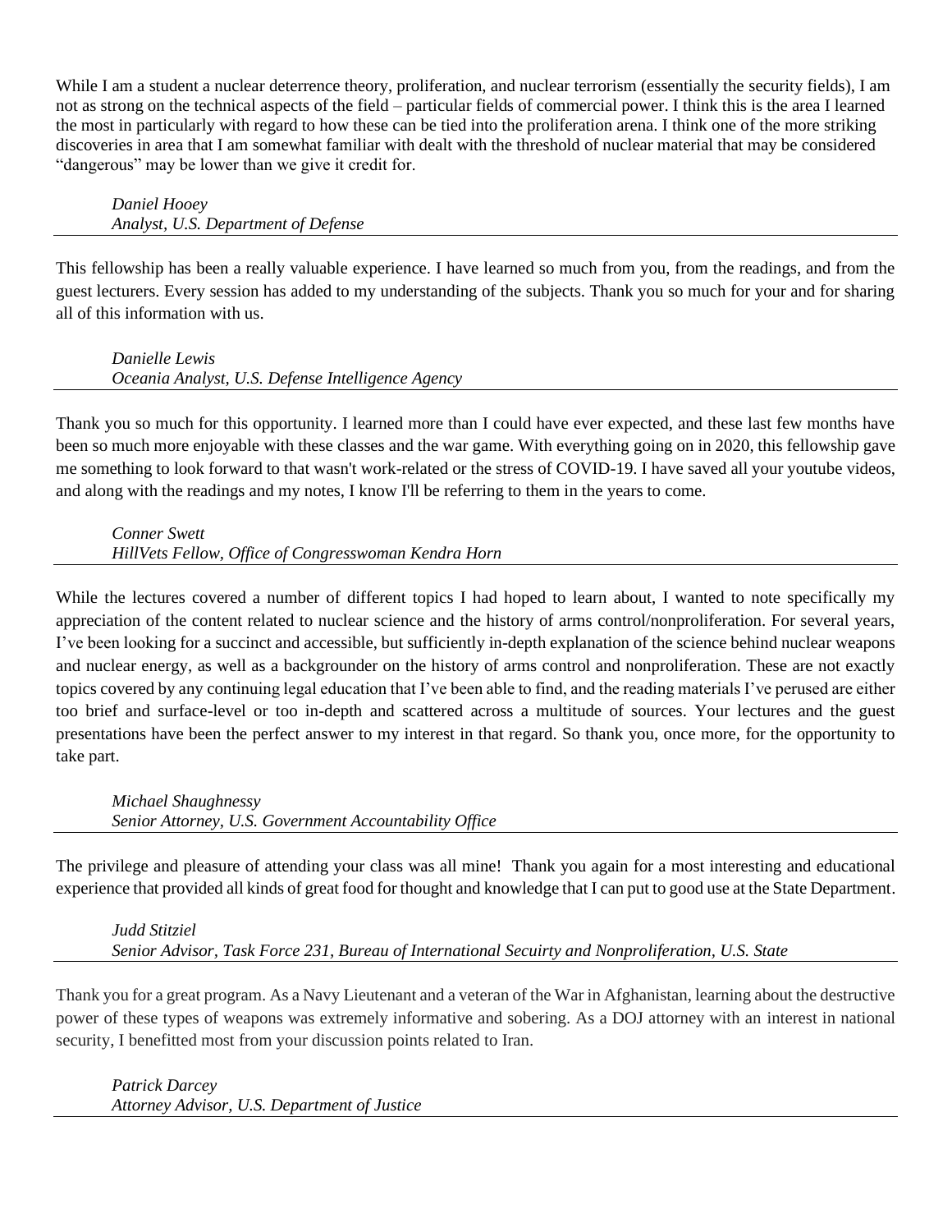While I am a student a nuclear deterrence theory, proliferation, and nuclear terrorism (essentially the security fields), I am not as strong on the technical aspects of the field – particular fields of commercial power. I think this is the area I learned the most in particularly with regard to how these can be tied into the proliferation arena. I think one of the more striking discoveries in area that I am somewhat familiar with dealt with the threshold of nuclear material that may be considered "dangerous" may be lower than we give it credit for.

*Daniel Hooey*
*Analyst, U.S. Department of Defense*

---

This fellowship has been a really valuable experience. I have learned so much from you, from the readings, and from the guest lecturers. Every session has added to my understanding of the subjects. Thank you so much for your and for sharing all of this information with us.

*Danielle Lewis*
*Oceania Analyst, U.S. Defense Intelligence Agency*

---

Thank you so much for this opportunity. I learned more than I could have ever expected, and these last few months have been so much more enjoyable with these classes and the war game. With everything going on in 2020, this fellowship gave me something to look forward to that wasn't work-related or the stress of COVID-19. I have saved all your youtube videos, and along with the readings and my notes, I know I'll be referring to them in the years to come.

*Conner Swett*
*HillVets Fellow, Office of Congresswoman Kendra Horn*

---

While the lectures covered a number of different topics I had hoped to learn about, I wanted to note specifically my appreciation of the content related to nuclear science and the history of arms control/nonproliferation. For several years, I've been looking for a succinct and accessible, but sufficiently in-depth explanation of the science behind nuclear weapons and nuclear energy, as well as a backgrounder on the history of arms control and nonproliferation. These are not exactly topics covered by any continuing legal education that I've been able to find, and the reading materials I've perused are either too brief and surface-level or too in-depth and scattered across a multitude of sources. Your lectures and the guest presentations have been the perfect answer to my interest in that regard. So thank you, once more, for the opportunity to take part.

*Michael Shaughnessy*
*Senior Attorney, U.S. Government Accountability Office*

---

The privilege and pleasure of attending your class was all mine! Thank you again for a most interesting and educational experience that provided all kinds of great food for thought and knowledge that I can put to good use at the State Department.

*Judd Stitziel*
*Senior Advisor, Task Force 231, Bureau of International Secuirty and Nonproliferation, U.S. State*

---

Thank you for a great program. As a Navy Lieutenant and a veteran of the War in Afghanistan, learning about the destructive power of these types of weapons was extremely informative and sobering. As a DOJ attorney with an interest in national security, I benefitted most from your discussion points related to Iran.

*Patrick Darcey*
*Attorney Advisor, U.S. Department of Justice*

---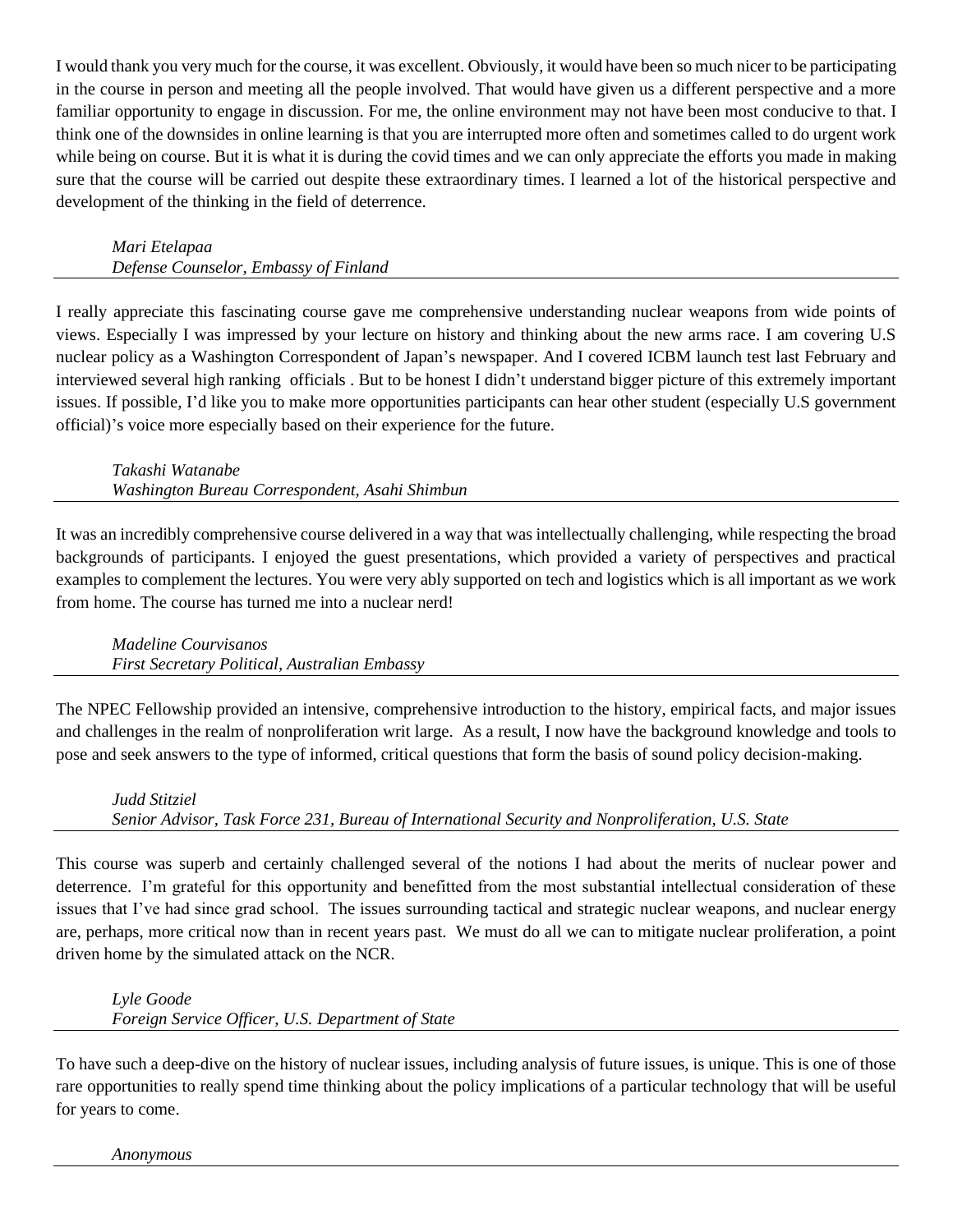I would thank you very much for the course, it was excellent. Obviously, it would have been so much nicer to be participating in the course in person and meeting all the people involved. That would have given us a different perspective and a more familiar opportunity to engage in discussion. For me, the online environment may not have been most conducive to that. I think one of the downsides in online learning is that you are interrupted more often and sometimes called to do urgent work while being on course. But it is what it is during the covid times and we can only appreciate the efforts you made in making sure that the course will be carried out despite these extraordinary times. I learned a lot of the historical perspective and development of the thinking in the field of deterrence.

*Mari Etelapaa*
*Defense Counselor, Embassy of Finland*

---

I really appreciate this fascinating course gave me comprehensive understanding nuclear weapons from wide points of views. Especially I was impressed by your lecture on history and thinking about the new arms race. I am covering U.S nuclear policy as a Washington Correspondent of Japan's newspaper. And I covered ICBM launch test last February and interviewed several high ranking officials . But to be honest I didn't understand bigger picture of this extremely important issues. If possible, I'd like you to make more opportunities participants can hear other student (especially U.S government official)'s voice more especially based on their experience for the future.

*Takashi Watanabe*
*Washington Bureau Correspondent, Asahi Shimbun*

---

It was an incredibly comprehensive course delivered in a way that was intellectually challenging, while respecting the broad backgrounds of participants. I enjoyed the guest presentations, which provided a variety of perspectives and practical examples to complement the lectures. You were very ably supported on tech and logistics which is all important as we work from home. The course has turned me into a nuclear nerd!

*Madeline Courvisanos*
*First Secretary Political, Australian Embassy*

---

The NPEC Fellowship provided an intensive, comprehensive introduction to the history, empirical facts, and major issues and challenges in the realm of nonproliferation writ large. As a result, I now have the background knowledge and tools to pose and seek answers to the type of informed, critical questions that form the basis of sound policy decision-making.

*Judd Stitziel*
*Senior Advisor, Task Force 231, Bureau of International Security and Nonproliferation, U.S. State*

---

This course was superb and certainly challenged several of the notions I had about the merits of nuclear power and deterrence. I'm grateful for this opportunity and benefitted from the most substantial intellectual consideration of these issues that I've had since grad school. The issues surrounding tactical and strategic nuclear weapons, and nuclear energy are, perhaps, more critical now than in recent years past. We must do all we can to mitigate nuclear proliferation, a point driven home by the simulated attack on the NCR.

*Lyle Goode*
*Foreign Service Officer, U.S. Department of State*

---

To have such a deep-dive on the history of nuclear issues, including analysis of future issues, is unique. This is one of those rare opportunities to really spend time thinking about the policy implications of a particular technology that will be useful for years to come.

*Anonymous*

---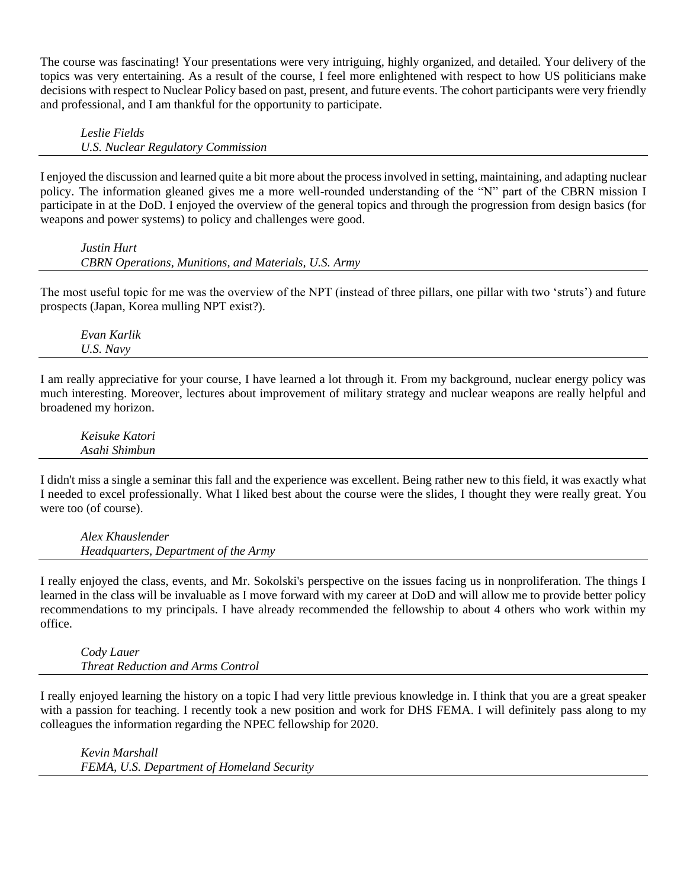The course was fascinating! Your presentations were very intriguing, highly organized, and detailed. Your delivery of the topics was very entertaining. As a result of the course, I feel more enlightened with respect to how US politicians make decisions with respect to Nuclear Policy based on past, present, and future events. The cohort participants were very friendly and professional, and I am thankful for the opportunity to participate.

*Leslie Fields*
*U.S. Nuclear Regulatory Commission*

---

I enjoyed the discussion and learned quite a bit more about the process involved in setting, maintaining, and adapting nuclear policy. The information gleaned gives me a more well-rounded understanding of the "N" part of the CBRN mission I participate in at the DoD. I enjoyed the overview of the general topics and through the progression from design basics (for weapons and power systems) to policy and challenges were good.

*Justin Hurt*
*CBRN Operations, Munitions, and Materials, U.S. Army*

---

The most useful topic for me was the overview of the NPT (instead of three pillars, one pillar with two 'struts') and future prospects (Japan, Korea mulling NPT exist?).

*Evan Karlik*
*U.S. Navy*

---

I am really appreciative for your course, I have learned a lot through it. From my background, nuclear energy policy was much interesting. Moreover, lectures about improvement of military strategy and nuclear weapons are really helpful and broadened my horizon.

*Keisuke Katori*
*Asahi Shimbun*

---

I didn't miss a single a seminar this fall and the experience was excellent. Being rather new to this field, it was exactly what I needed to excel professionally. What I liked best about the course were the slides, I thought they were really great. You were too (of course).

*Alex Khauslender*
*Headquarters, Department of the Army*

---

I really enjoyed the class, events, and Mr. Sokolski's perspective on the issues facing us in nonproliferation. The things I learned in the class will be invaluable as I move forward with my career at DoD and will allow me to provide better policy recommendations to my principals. I have already recommended the fellowship to about 4 others who work within my office.

*Cody Lauer*
*Threat Reduction and Arms Control*

---

I really enjoyed learning the history on a topic I had very little previous knowledge in. I think that you are a great speaker with a passion for teaching. I recently took a new position and work for DHS FEMA. I will definitely pass along to my colleagues the information regarding the NPEC fellowship for 2020.

*Kevin Marshall*
*FEMA, U.S. Department of Homeland Security*

---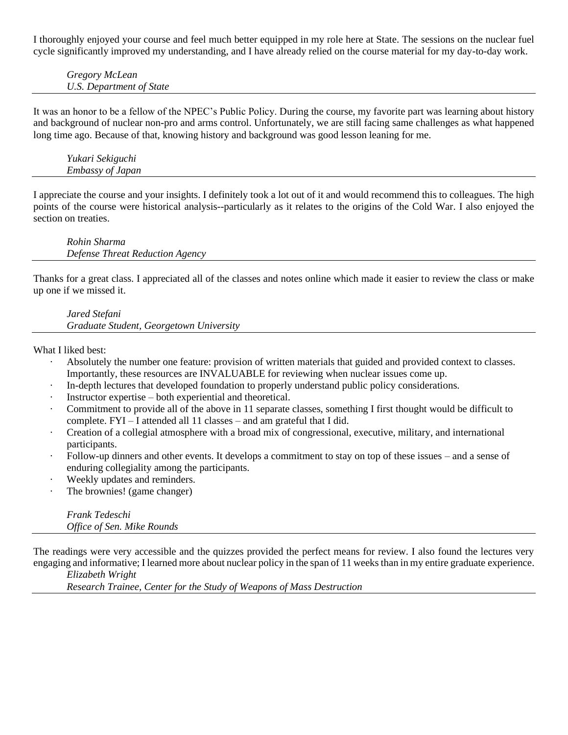I thoroughly enjoyed your course and feel much better equipped in my role here at State. The sessions on the nuclear fuel cycle significantly improved my understanding, and I have already relied on the course material for my day-to-day work.

*Gregory McLean*
*U.S. Department of State*

---

It was an honor to be a fellow of the NPEC's Public Policy. During the course, my favorite part was learning about history and background of nuclear non-pro and arms control. Unfortunately, we are still facing same challenges as what happened long time ago. Because of that, knowing history and background was good lesson leaning for me.

*Yukari Sekiguchi*
*Embassy of Japan*

---

I appreciate the course and your insights. I definitely took a lot out of it and would recommend this to colleagues. The high points of the course were historical analysis--particularly as it relates to the origins of the Cold War. I also enjoyed the section on treaties.

*Rohin Sharma*
*Defense Threat Reduction Agency*

---

Thanks for a great class. I appreciated all of the classes and notes online which made it easier to review the class or make up one if we missed it.

*Jared Stefani*
*Graduate Student, Georgetown University*

---

What I liked best:

- Absolutely the number one feature: provision of written materials that guided and provided context to classes. Importantly, these resources are INVALUABLE for reviewing when nuclear issues come up.
- In-depth lectures that developed foundation to properly understand public policy considerations.
- Instructor expertise – both experiential and theoretical.
- Commitment to provide all of the above in 11 separate classes, something I first thought would be difficult to complete. FYI – I attended all 11 classes – and am grateful that I did.
- Creation of a collegial atmosphere with a broad mix of congressional, executive, military, and international participants.
- Follow-up dinners and other events. It develops a commitment to stay on top of these issues – and a sense of enduring collegiality among the participants.
- Weekly updates and reminders.
- The brownies! (game changer)

*Frank Tedeschi*
*Office of Sen. Mike Rounds*

---

The readings were very accessible and the quizzes provided the perfect means for review. I also found the lectures very engaging and informative; I learned more about nuclear policy in the span of 11 weeks than in my entire graduate experience.

*Elizabeth Wright*
*Research Trainee, Center for the Study of Weapons of Mass Destruction*

---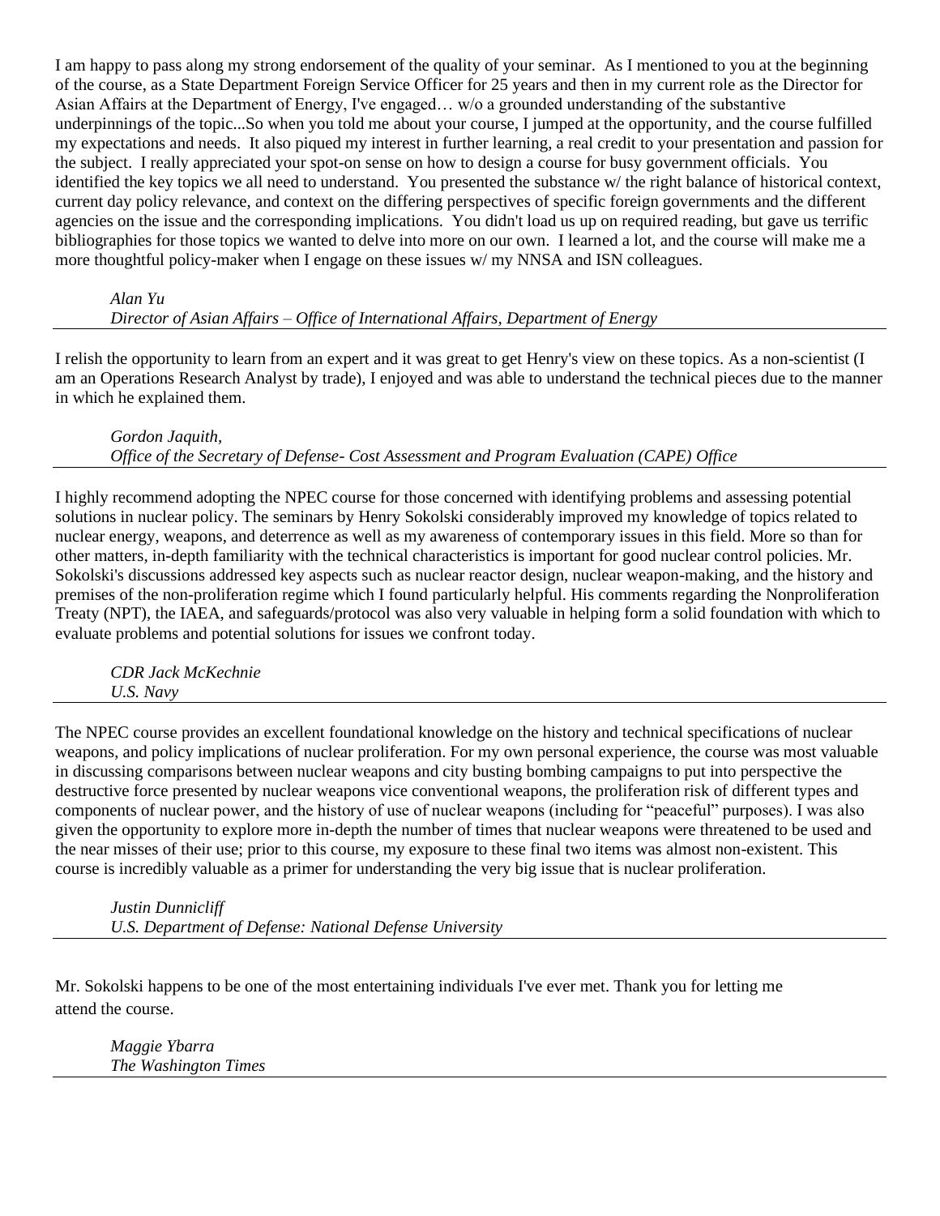I am happy to pass along my strong endorsement of the quality of your seminar. As I mentioned to you at the beginning of the course, as a State Department Foreign Service Officer for 25 years and then in my current role as the Director for Asian Affairs at the Department of Energy, I've engaged… w/o a grounded understanding of the substantive underpinnings of the topic...So when you told me about your course, I jumped at the opportunity, and the course fulfilled my expectations and needs. It also piqued my interest in further learning, a real credit to your presentation and passion for the subject. I really appreciated your spot-on sense on how to design a course for busy government officials. You identified the key topics we all need to understand. You presented the substance w/ the right balance of historical context, current day policy relevance, and context on the differing perspectives of specific foreign governments and the different agencies on the issue and the corresponding implications. You didn't load us up on required reading, but gave us terrific bibliographies for those topics we wanted to delve into more on our own. I learned a lot, and the course will make me a more thoughtful policy-maker when I engage on these issues w/ my NNSA and ISN colleagues.

*Alan Yu*
*Director of Asian Affairs – Office of International Affairs, Department of Energy*

---

I relish the opportunity to learn from an expert and it was great to get Henry's view on these topics. As a non-scientist (I am an Operations Research Analyst by trade), I enjoyed and was able to understand the technical pieces due to the manner in which he explained them.

*Gordon Jaquith,*
*Office of the Secretary of Defense- Cost Assessment and Program Evaluation (CAPE) Office*

---

I highly recommend adopting the NPEC course for those concerned with identifying problems and assessing potential solutions in nuclear policy. The seminars by Henry Sokolski considerably improved my knowledge of topics related to nuclear energy, weapons, and deterrence as well as my awareness of contemporary issues in this field. More so than for other matters, in-depth familiarity with the technical characteristics is important for good nuclear control policies. Mr. Sokolski's discussions addressed key aspects such as nuclear reactor design, nuclear weapon-making, and the history and premises of the non-proliferation regime which I found particularly helpful. His comments regarding the Nonproliferation Treaty (NPT), the IAEA, and safeguards/protocol was also very valuable in helping form a solid foundation with which to evaluate problems and potential solutions for issues we confront today.

*CDR Jack McKechnie*
*U.S. Navy*

---

The NPEC course provides an excellent foundational knowledge on the history and technical specifications of nuclear weapons, and policy implications of nuclear proliferation. For my own personal experience, the course was most valuable in discussing comparisons between nuclear weapons and city busting bombing campaigns to put into perspective the destructive force presented by nuclear weapons vice conventional weapons, the proliferation risk of different types and components of nuclear power, and the history of use of nuclear weapons (including for "peaceful" purposes). I was also given the opportunity to explore more in-depth the number of times that nuclear weapons were threatened to be used and the near misses of their use; prior to this course, my exposure to these final two items was almost non-existent. This course is incredibly valuable as a primer for understanding the very big issue that is nuclear proliferation.

*Justin Dunnicliff*
*U.S. Department of Defense: National Defense University*

---

Mr. Sokolski happens to be one of the most entertaining individuals I've ever met. Thank you for letting me attend the course.

*Maggie Ybarra*
*The Washington Times*

---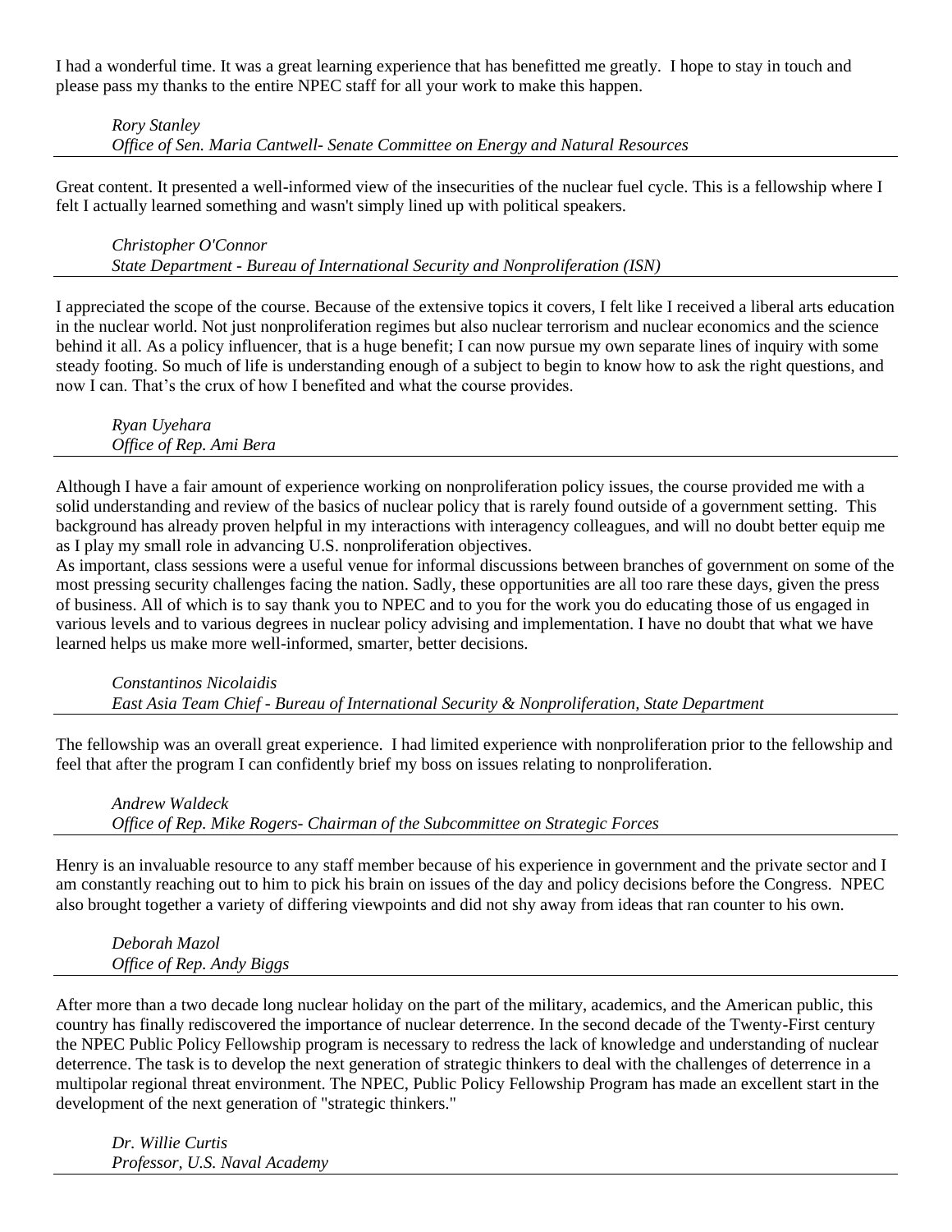I had a wonderful time. It was a great learning experience that has benefitted me greatly. I hope to stay in touch and please pass my thanks to the entire NPEC staff for all your work to make this happen.

> *Rory Stanley*
> *Office of Sen. Maria Cantwell- Senate Committee on Energy and Natural Resources*

---

Great content. It presented a well-informed view of the insecurities of the nuclear fuel cycle. This is a fellowship where I felt I actually learned something and wasn't simply lined up with political speakers.

> *Christopher O'Connor*
> *State Department - Bureau of International Security and Nonproliferation (ISN)*

---

I appreciated the scope of the course. Because of the extensive topics it covers, I felt like I received a liberal arts education in the nuclear world. Not just nonproliferation regimes but also nuclear terrorism and nuclear economics and the science behind it all. As a policy influencer, that is a huge benefit; I can now pursue my own separate lines of inquiry with some steady footing. So much of life is understanding enough of a subject to begin to know how to ask the right questions, and now I can. That's the crux of how I benefited and what the course provides.

> *Ryan Uyehara*
> *Office of Rep. Ami Bera*

---

Although I have a fair amount of experience working on nonproliferation policy issues, the course provided me with a solid understanding and review of the basics of nuclear policy that is rarely found outside of a government setting. This background has already proven helpful in my interactions with interagency colleagues, and will no doubt better equip me as I play my small role in advancing U.S. nonproliferation objectives.

As important, class sessions were a useful venue for informal discussions between branches of government on some of the most pressing security challenges facing the nation. Sadly, these opportunities are all too rare these days, given the press of business. All of which is to say thank you to NPEC and to you for the work you do educating those of us engaged in various levels and to various degrees in nuclear policy advising and implementation. I have no doubt that what we have learned helps us make more well-informed, smarter, better decisions.

> *Constantinos Nicolaidis*
> *East Asia Team Chief - Bureau of International Security & Nonproliferation, State Department*

---

The fellowship was an overall great experience. I had limited experience with nonproliferation prior to the fellowship and feel that after the program I can confidently brief my boss on issues relating to nonproliferation.

> *Andrew Waldeck*
> *Office of Rep. Mike Rogers- Chairman of the Subcommittee on Strategic Forces*

---

Henry is an invaluable resource to any staff member because of his experience in government and the private sector and I am constantly reaching out to him to pick his brain on issues of the day and policy decisions before the Congress. NPEC also brought together a variety of differing viewpoints and did not shy away from ideas that ran counter to his own.

> *Deborah Mazol*
> *Office of Rep. Andy Biggs*

---

After more than a two decade long nuclear holiday on the part of the military, academics, and the American public, this country has finally rediscovered the importance of nuclear deterrence. In the second decade of the Twenty-First century the NPEC Public Policy Fellowship program is necessary to redress the lack of knowledge and understanding of nuclear deterrence. The task is to develop the next generation of strategic thinkers to deal with the challenges of deterrence in a multipolar regional threat environment. The NPEC, Public Policy Fellowship Program has made an excellent start in the development of the next generation of "strategic thinkers."

> *Dr. Willie Curtis*
> *Professor, U.S. Naval Academy*

---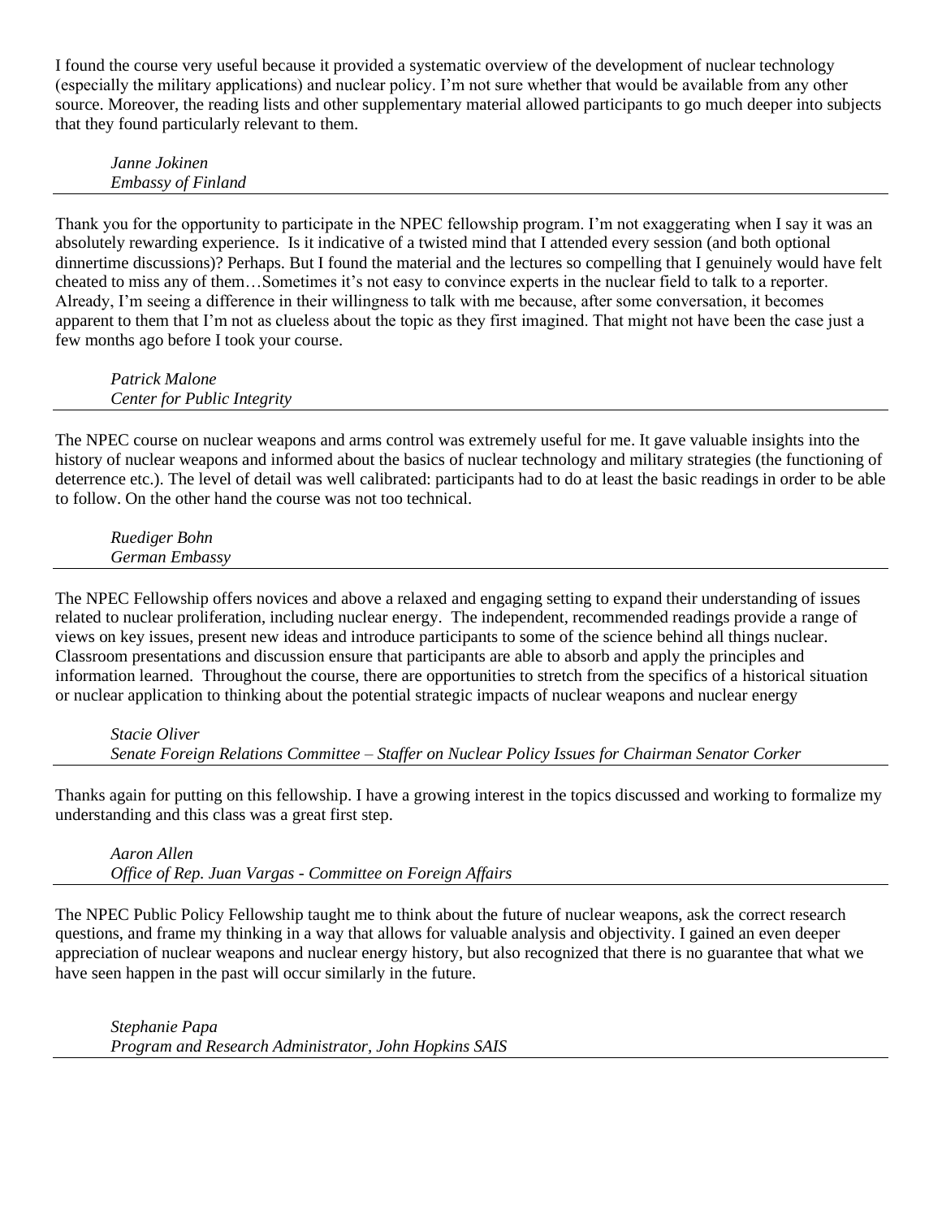I found the course very useful because it provided a systematic overview of the development of nuclear technology (especially the military applications) and nuclear policy. I'm not sure whether that would be available from any other source. Moreover, the reading lists and other supplementary material allowed participants to go much deeper into subjects that they found particularly relevant to them.

> *Janne Jokinen*
> *Embassy of Finland*

---

Thank you for the opportunity to participate in the NPEC fellowship program. I'm not exaggerating when I say it was an absolutely rewarding experience. Is it indicative of a twisted mind that I attended every session (and both optional dinnertime discussions)? Perhaps. But I found the material and the lectures so compelling that I genuinely would have felt cheated to miss any of them…Sometimes it's not easy to convince experts in the nuclear field to talk to a reporter. Already, I'm seeing a difference in their willingness to talk with me because, after some conversation, it becomes apparent to them that I'm not as clueless about the topic as they first imagined. That might not have been the case just a few months ago before I took your course.

> *Patrick Malone*
> *Center for Public Integrity*

---

The NPEC course on nuclear weapons and arms control was extremely useful for me. It gave valuable insights into the history of nuclear weapons and informed about the basics of nuclear technology and military strategies (the functioning of deterrence etc.). The level of detail was well calibrated: participants had to do at least the basic readings in order to be able to follow. On the other hand the course was not too technical.

> *Ruediger Bohn*
> *German Embassy*

---

The NPEC Fellowship offers novices and above a relaxed and engaging setting to expand their understanding of issues related to nuclear proliferation, including nuclear energy. The independent, recommended readings provide a range of views on key issues, present new ideas and introduce participants to some of the science behind all things nuclear. Classroom presentations and discussion ensure that participants are able to absorb and apply the principles and information learned. Throughout the course, there are opportunities to stretch from the specifics of a historical situation or nuclear application to thinking about the potential strategic impacts of nuclear weapons and nuclear energy

> *Stacie Oliver*
> *Senate Foreign Relations Committee – Staffer on Nuclear Policy Issues for Chairman Senator Corker*

---

Thanks again for putting on this fellowship. I have a growing interest in the topics discussed and working to formalize my understanding and this class was a great first step.

> *Aaron Allen*
> *Office of Rep. Juan Vargas - Committee on Foreign Affairs*

---

The NPEC Public Policy Fellowship taught me to think about the future of nuclear weapons, ask the correct research questions, and frame my thinking in a way that allows for valuable analysis and objectivity. I gained an even deeper appreciation of nuclear weapons and nuclear energy history, but also recognized that there is no guarantee that what we have seen happen in the past will occur similarly in the future.

> *Stephanie Papa*
> *Program and Research Administrator, John Hopkins SAIS*

---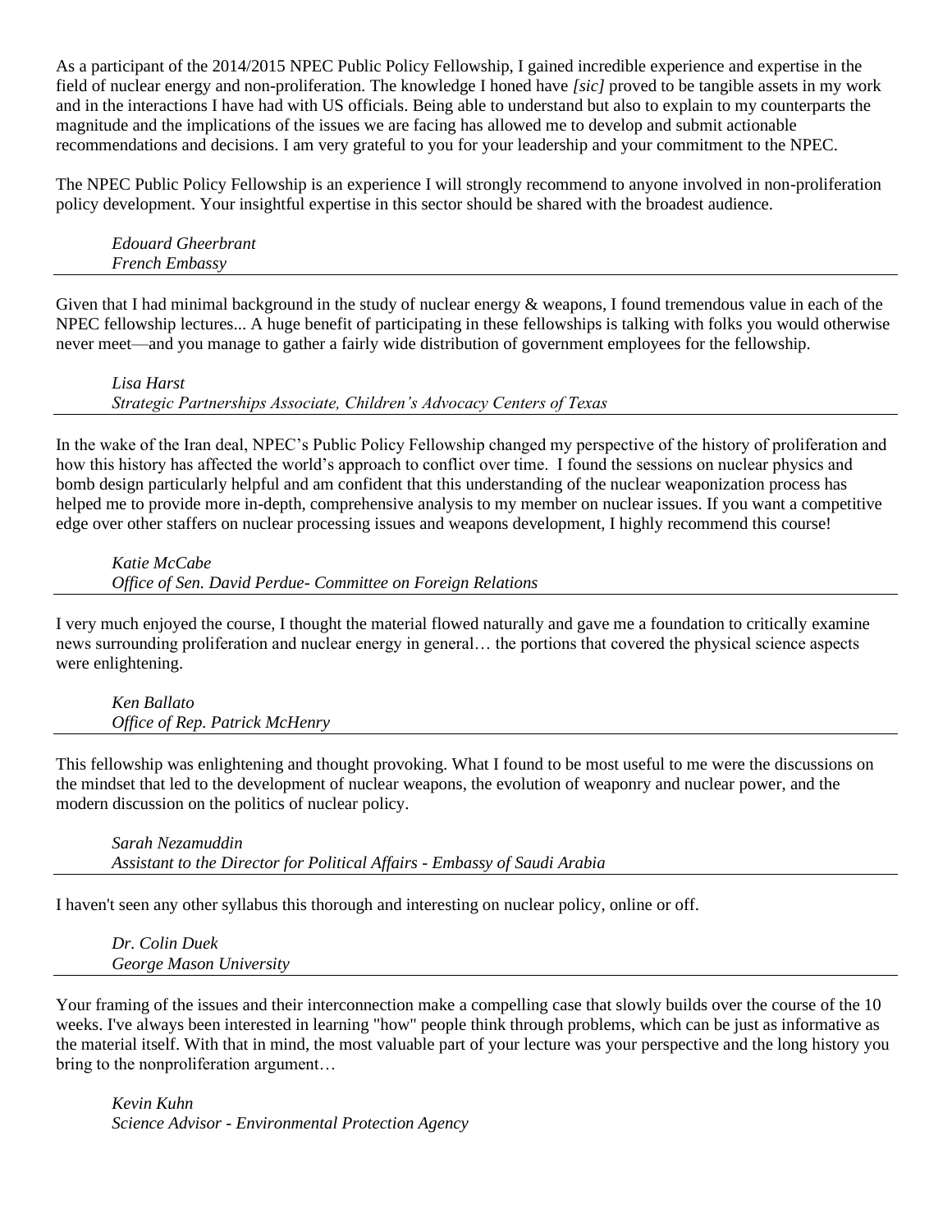As a participant of the 2014/2015 NPEC Public Policy Fellowship, I gained incredible experience and expertise in the field of nuclear energy and non-proliferation. The knowledge I honed have *[sic]* proved to be tangible assets in my work and in the interactions I have had with US officials. Being able to understand but also to explain to my counterparts the magnitude and the implications of the issues we are facing has allowed me to develop and submit actionable recommendations and decisions. I am very grateful to you for your leadership and your commitment to the NPEC.

The NPEC Public Policy Fellowship is an experience I will strongly recommend to anyone involved in non-proliferation policy development. Your insightful expertise in this sector should be shared with the broadest audience.

*Edouard Gheerbrant*
*French Embassy*

---

Given that I had minimal background in the study of nuclear energy & weapons, I found tremendous value in each of the NPEC fellowship lectures... A huge benefit of participating in these fellowships is talking with folks you would otherwise never meet—and you manage to gather a fairly wide distribution of government employees for the fellowship.

*Lisa Harst*
*Strategic Partnerships Associate, Children's Advocacy Centers of Texas*

---

In the wake of the Iran deal, NPEC's Public Policy Fellowship changed my perspective of the history of proliferation and how this history has affected the world's approach to conflict over time. I found the sessions on nuclear physics and bomb design particularly helpful and am confident that this understanding of the nuclear weaponization process has helped me to provide more in-depth, comprehensive analysis to my member on nuclear issues. If you want a competitive edge over other staffers on nuclear processing issues and weapons development, I highly recommend this course!

*Katie McCabe*
*Office of Sen. David Perdue- Committee on Foreign Relations*

---

I very much enjoyed the course, I thought the material flowed naturally and gave me a foundation to critically examine news surrounding proliferation and nuclear energy in general… the portions that covered the physical science aspects were enlightening.

*Ken Ballato*
*Office of Rep. Patrick McHenry*

---

This fellowship was enlightening and thought provoking. What I found to be most useful to me were the discussions on the mindset that led to the development of nuclear weapons, the evolution of weaponry and nuclear power, and the modern discussion on the politics of nuclear policy.

*Sarah Nezamuddin*
*Assistant to the Director for Political Affairs - Embassy of Saudi Arabia*

---

I haven't seen any other syllabus this thorough and interesting on nuclear policy, online or off.

*Dr. Colin Duek*
*George Mason University*

---

Your framing of the issues and their interconnection make a compelling case that slowly builds over the course of the 10 weeks. I've always been interested in learning "how" people think through problems, which can be just as informative as the material itself. With that in mind, the most valuable part of your lecture was your perspective and the long history you bring to the nonproliferation argument…

*Kevin Kuhn*
*Science Advisor - Environmental Protection Agency*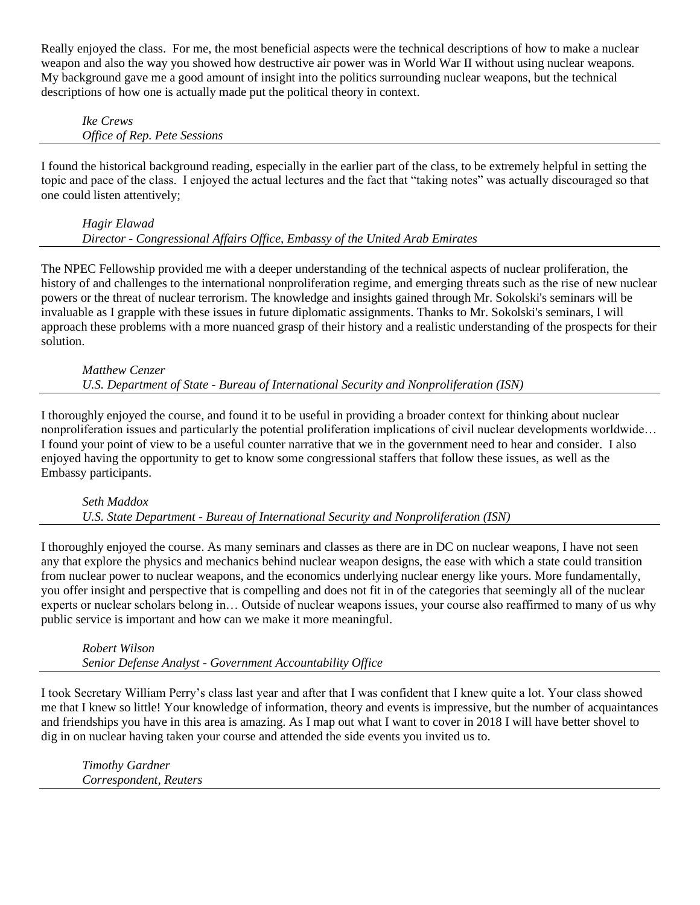Really enjoyed the class. For me, the most beneficial aspects were the technical descriptions of how to make a nuclear weapon and also the way you showed how destructive air power was in World War II without using nuclear weapons. My background gave me a good amount of insight into the politics surrounding nuclear weapons, but the technical descriptions of how one is actually made put the political theory in context.

*Ike Crews*
*Office of Rep. Pete Sessions*

---

I found the historical background reading, especially in the earlier part of the class, to be extremely helpful in setting the topic and pace of the class. I enjoyed the actual lectures and the fact that "taking notes" was actually discouraged so that one could listen attentively;

*Hagir Elawad*
*Director - Congressional Affairs Office, Embassy of the United Arab Emirates*

---

The NPEC Fellowship provided me with a deeper understanding of the technical aspects of nuclear proliferation, the history of and challenges to the international nonproliferation regime, and emerging threats such as the rise of new nuclear powers or the threat of nuclear terrorism. The knowledge and insights gained through Mr. Sokolski's seminars will be invaluable as I grapple with these issues in future diplomatic assignments. Thanks to Mr. Sokolski's seminars, I will approach these problems with a more nuanced grasp of their history and a realistic understanding of the prospects for their solution.

*Matthew Cenzer*
*U.S. Department of State - Bureau of International Security and Nonproliferation (ISN)*

---

I thoroughly enjoyed the course, and found it to be useful in providing a broader context for thinking about nuclear nonproliferation issues and particularly the potential proliferation implications of civil nuclear developments worldwide… I found your point of view to be a useful counter narrative that we in the government need to hear and consider. I also enjoyed having the opportunity to get to know some congressional staffers that follow these issues, as well as the Embassy participants.

*Seth Maddox*
*U.S. State Department - Bureau of International Security and Nonproliferation (ISN)*

---

I thoroughly enjoyed the course. As many seminars and classes as there are in DC on nuclear weapons, I have not seen any that explore the physics and mechanics behind nuclear weapon designs, the ease with which a state could transition from nuclear power to nuclear weapons, and the economics underlying nuclear energy like yours. More fundamentally, you offer insight and perspective that is compelling and does not fit in of the categories that seemingly all of the nuclear experts or nuclear scholars belong in… Outside of nuclear weapons issues, your course also reaffirmed to many of us why public service is important and how can we make it more meaningful.

*Robert Wilson*
*Senior Defense Analyst - Government Accountability Office*

---

I took Secretary William Perry's class last year and after that I was confident that I knew quite a lot. Your class showed me that I knew so little! Your knowledge of information, theory and events is impressive, but the number of acquaintances and friendships you have in this area is amazing. As I map out what I want to cover in 2018 I will have better shovel to dig in on nuclear having taken your course and attended the side events you invited us to.

*Timothy Gardner*
*Correspondent, Reuters*

---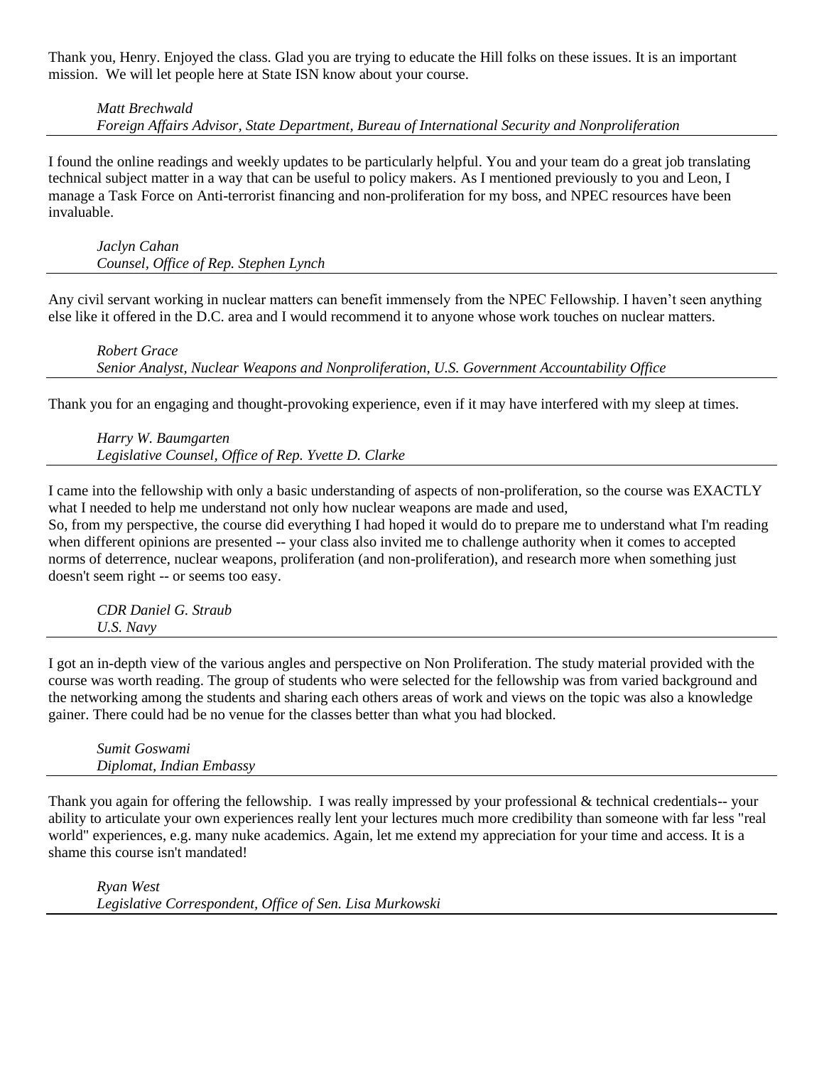Thank you, Henry. Enjoyed the class. Glad you are trying to educate the Hill folks on these issues. It is an important mission. We will let people here at State ISN know about your course.

*Matt Brechwald*
*Foreign Affairs Advisor, State Department, Bureau of International Security and Nonproliferation*

---

I found the online readings and weekly updates to be particularly helpful. You and your team do a great job translating technical subject matter in a way that can be useful to policy makers. As I mentioned previously to you and Leon, I manage a Task Force on Anti-terrorist financing and non-proliferation for my boss, and NPEC resources have been invaluable.

*Jaclyn Cahan*
*Counsel, Office of Rep. Stephen Lynch*

---

Any civil servant working in nuclear matters can benefit immensely from the NPEC Fellowship. I haven't seen anything else like it offered in the D.C. area and I would recommend it to anyone whose work touches on nuclear matters.

*Robert Grace*
*Senior Analyst, Nuclear Weapons and Nonproliferation, U.S. Government Accountability Office*

---

Thank you for an engaging and thought-provoking experience, even if it may have interfered with my sleep at times.

*Harry W. Baumgarten*
*Legislative Counsel, Office of Rep. Yvette D. Clarke*

---

I came into the fellowship with only a basic understanding of aspects of non-proliferation, so the course was EXACTLY what I needed to help me understand not only how nuclear weapons are made and used,
So, from my perspective, the course did everything I had hoped it would do to prepare me to understand what I'm reading when different opinions are presented -- your class also invited me to challenge authority when it comes to accepted norms of deterrence, nuclear weapons, proliferation (and non-proliferation), and research more when something just doesn't seem right -- or seems too easy.

*CDR Daniel G. Straub*
*U.S. Navy*

---

I got an in-depth view of the various angles and perspective on Non Proliferation. The study material provided with the course was worth reading. The group of students who were selected for the fellowship was from varied background and the networking among the students and sharing each others areas of work and views on the topic was also a knowledge gainer. There could had be no venue for the classes better than what you had blocked.

*Sumit Goswami*
*Diplomat, Indian Embassy*

---

Thank you again for offering the fellowship. I was really impressed by your professional & technical credentials-- your ability to articulate your own experiences really lent your lectures much more credibility than someone with far less "real world" experiences, e.g. many nuke academics. Again, let me extend my appreciation for your time and access. It is a shame this course isn't mandated!

*Ryan West*
*Legislative Correspondent, Office of Sen. Lisa Murkowski*

---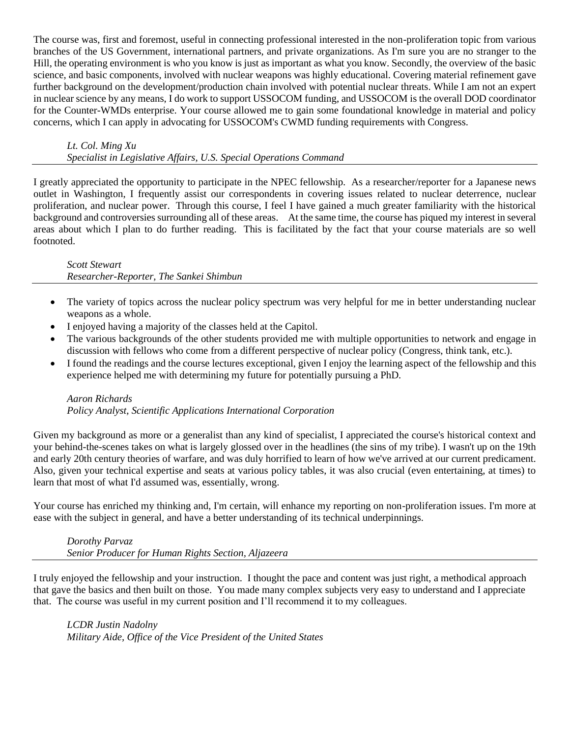The course was, first and foremost, useful in connecting professional interested in the non-proliferation topic from various branches of the US Government, international partners, and private organizations. As I'm sure you are no stranger to the Hill, the operating environment is who you know is just as important as what you know. Secondly, the overview of the basic science, and basic components, involved with nuclear weapons was highly educational. Covering material refinement gave further background on the development/production chain involved with potential nuclear threats. While I am not an expert in nuclear science by any means, I do work to support USSOCOM funding, and USSOCOM is the overall DOD coordinator for the Counter-WMDs enterprise. Your course allowed me to gain some foundational knowledge in material and policy concerns, which I can apply in advocating for USSOCOM's CWMD funding requirements with Congress.

*Lt. Col. Ming Xu*
*Specialist in Legislative Affairs, U.S. Special Operations Command*

---

I greatly appreciated the opportunity to participate in the NPEC fellowship. As a researcher/reporter for a Japanese news outlet in Washington, I frequently assist our correspondents in covering issues related to nuclear deterrence, nuclear proliferation, and nuclear power. Through this course, I feel I have gained a much greater familiarity with the historical background and controversies surrounding all of these areas. At the same time, the course has piqued my interest in several areas about which I plan to do further reading. This is facilitated by the fact that your course materials are so well footnoted.

*Scott Stewart*
*Researcher-Reporter, The Sankei Shimbun*

---

- The variety of topics across the nuclear policy spectrum was very helpful for me in better understanding nuclear weapons as a whole.
- I enjoyed having a majority of the classes held at the Capitol.
- The various backgrounds of the other students provided me with multiple opportunities to network and engage in discussion with fellows who come from a different perspective of nuclear policy (Congress, think tank, etc.).
- I found the readings and the course lectures exceptional, given I enjoy the learning aspect of the fellowship and this experience helped me with determining my future for potentially pursuing a PhD.

*Aaron Richards*
*Policy Analyst, Scientific Applications International Corporation*

Given my background as more or a generalist than any kind of specialist, I appreciated the course's historical context and your behind-the-scenes takes on what is largely glossed over in the headlines (the sins of my tribe). I wasn't up on the 19th and early 20th century theories of warfare, and was duly horrified to learn of how we've arrived at our current predicament. Also, given your technical expertise and seats at various policy tables, it was also crucial (even entertaining, at times) to learn that most of what I'd assumed was, essentially, wrong.

Your course has enriched my thinking and, I'm certain, will enhance my reporting on non-proliferation issues. I'm more at ease with the subject in general, and have a better understanding of its technical underpinnings.

*Dorothy Parvaz*
*Senior Producer for Human Rights Section, Aljazeera*

---

I truly enjoyed the fellowship and your instruction. I thought the pace and content was just right, a methodical approach that gave the basics and then built on those. You made many complex subjects very easy to understand and I appreciate that. The course was useful in my current position and I'll recommend it to my colleagues.

*LCDR Justin Nadolny*
*Military Aide, Office of the Vice President of the United States*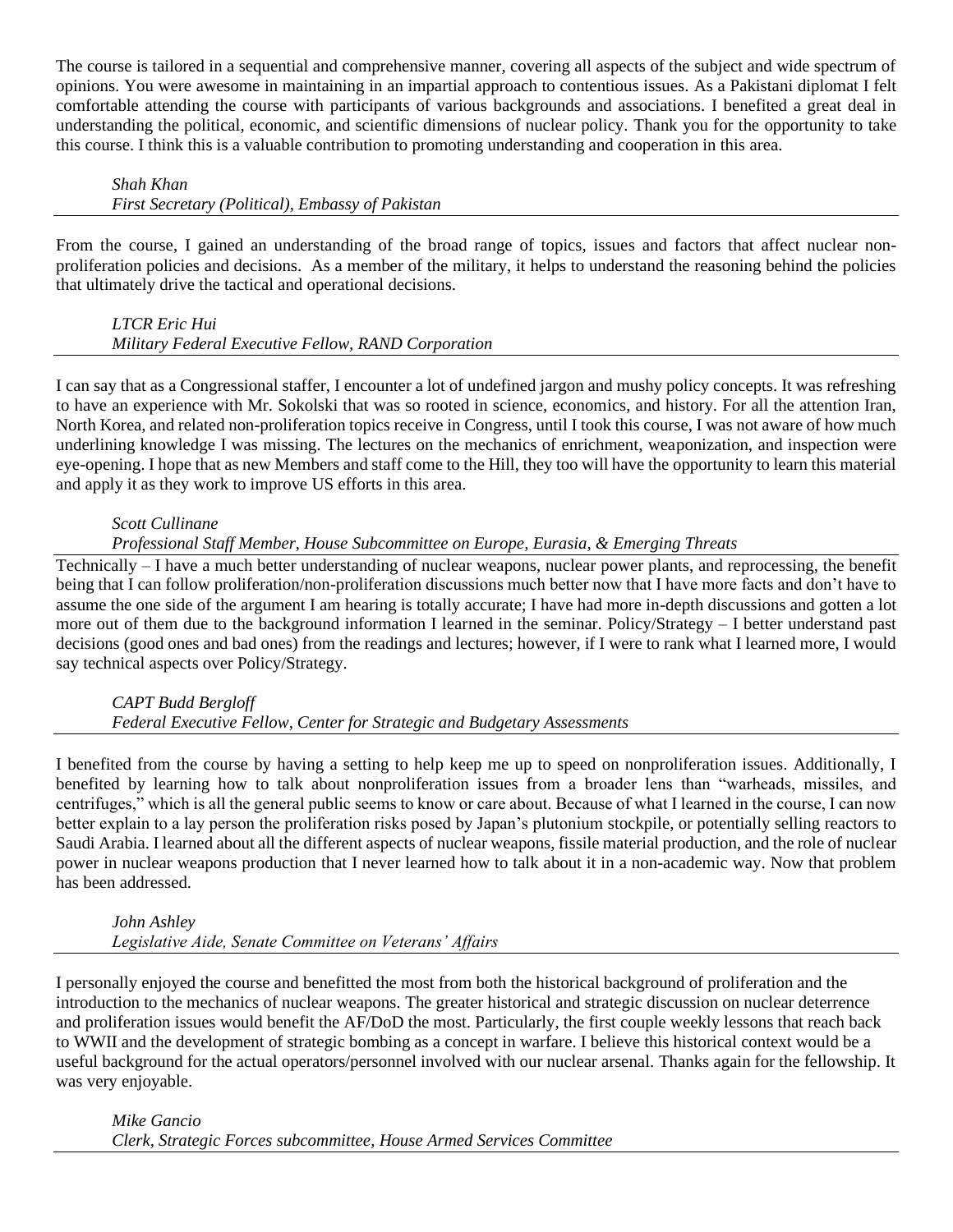The course is tailored in a sequential and comprehensive manner, covering all aspects of the subject and wide spectrum of opinions. You were awesome in maintaining in an impartial approach to contentious issues. As a Pakistani diplomat I felt comfortable attending the course with participants of various backgrounds and associations. I benefited a great deal in understanding the political, economic, and scientific dimensions of nuclear policy. Thank you for the opportunity to take this course. I think this is a valuable contribution to promoting understanding and cooperation in this area.

*Shah Khan*
*First Secretary (Political), Embassy of Pakistan*

---

From the course, I gained an understanding of the broad range of topics, issues and factors that affect nuclear non-proliferation policies and decisions. As a member of the military, it helps to understand the reasoning behind the policies that ultimately drive the tactical and operational decisions.

*LTCR Eric Hui*
*Military Federal Executive Fellow, RAND Corporation*

---

I can say that as a Congressional staffer, I encounter a lot of undefined jargon and mushy policy concepts. It was refreshing to have an experience with Mr. Sokolski that was so rooted in science, economics, and history. For all the attention Iran, North Korea, and related non-proliferation topics receive in Congress, until I took this course, I was not aware of how much underlining knowledge I was missing. The lectures on the mechanics of enrichment, weaponization, and inspection were eye-opening. I hope that as new Members and staff come to the Hill, they too will have the opportunity to learn this material and apply it as they work to improve US efforts in this area.

*Scott Cullinane*
*Professional Staff Member, House Subcommittee on Europe, Eurasia, & Emerging Threats*

---

Technically – I have a much better understanding of nuclear weapons, nuclear power plants, and reprocessing, the benefit being that I can follow proliferation/non-proliferation discussions much better now that I have more facts and don't have to assume the one side of the argument I am hearing is totally accurate; I have had more in-depth discussions and gotten a lot more out of them due to the background information I learned in the seminar. Policy/Strategy – I better understand past decisions (good ones and bad ones) from the readings and lectures; however, if I were to rank what I learned more, I would say technical aspects over Policy/Strategy.

*CAPT Budd Bergloff*
*Federal Executive Fellow, Center for Strategic and Budgetary Assessments*

---

I benefited from the course by having a setting to help keep me up to speed on nonproliferation issues. Additionally, I benefited by learning how to talk about nonproliferation issues from a broader lens than "warheads, missiles, and centrifuges," which is all the general public seems to know or care about. Because of what I learned in the course, I can now better explain to a lay person the proliferation risks posed by Japan's plutonium stockpile, or potentially selling reactors to Saudi Arabia. I learned about all the different aspects of nuclear weapons, fissile material production, and the role of nuclear power in nuclear weapons production that I never learned how to talk about it in a non-academic way. Now that problem has been addressed.

*John Ashley*
*Legislative Aide, Senate Committee on Veterans' Affairs*

---

I personally enjoyed the course and benefitted the most from both the historical background of proliferation and the introduction to the mechanics of nuclear weapons. The greater historical and strategic discussion on nuclear deterrence and proliferation issues would benefit the AF/DoD the most. Particularly, the first couple weekly lessons that reach back to WWII and the development of strategic bombing as a concept in warfare. I believe this historical context would be a useful background for the actual operators/personnel involved with our nuclear arsenal. Thanks again for the fellowship. It was very enjoyable.

*Mike Gancio*
*Clerk, Strategic Forces subcommittee, House Armed Services Committee*

---